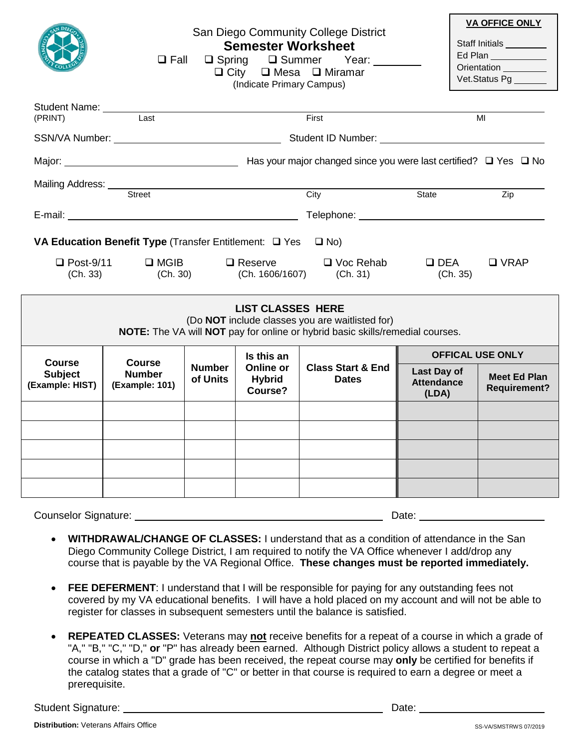San Diego Community College District

# Semester Worksheet

❑ Fall ❑ Spring ❑ Summer Year: ________

❑ City ❑ Mesa ❑ Miramar

(Indicate Primary Campus)

| VA OFFICE ONLY |
|---|
| Staff Initials ________ |
| Ed Plan ________ |
| Orientation ________ |
| Vet.Status Pg ________ |

Student Name: ______________________________________________
(PRINT) Last First MI

SSN/VA Number: ____________________ Student ID Number: ____________________

Major: ____________________ Has your major changed since you were last certified? ❑ Yes ❑ No

Mailing Address: ______________________________________________
Street City State Zip

E-mail: ____________________ Telephone: ____________________

**VA Education Benefit Type** (Transfer Entitlement: ❑ Yes ❑ No)

❑ Post-9/11 (Ch. 33) ❑ MGIB (Ch. 30) ❑ Reserve (Ch. 1606/1607) ❑ Voc Rehab (Ch. 31) ❑ DEA (Ch. 35) ❑ VRAP

**LIST CLASSES HERE**

(Do **NOT** include classes you are waitlisted for)

**NOTE:** The VA will **NOT** pay for online or hybrid basic skills/remedial courses.

| Course Subject (Example: HIST) | Course Number (Example: 101) | Number of Units | Is this an Online or Hybrid Course? | Class Start & End Dates | OFFICAL USE ONLY | |
|---|---|---|---|---|---|---|
| | | | | | Last Day of Attendance (LDA) | Meet Ed Plan Requirement? |
| | | | | | | |
| | | | | | | |
| | | | | | | |
| | | | | | | |
| | | | | | | |

Counselor Signature: ______________________________ Date: ____________

- **WITHDRAWAL/CHANGE OF CLASSES:** I understand that as a condition of attendance in the San Diego Community College District, I am required to notify the VA Office whenever I add/drop any course that is payable by the VA Regional Office. **These changes must be reported immediately.**
- **FEE DEFERMENT**: I understand that I will be responsible for paying for any outstanding fees not covered by my VA educational benefits. I will have a hold placed on my account and will not be able to register for classes in subsequent semesters until the balance is satisfied.
- **REPEATED CLASSES:** Veterans may **not** receive benefits for a repeat of a course in which a grade of "A," "B," "C," "D," **or** "P" has already been earned. Although District policy allows a student to repeat a course in which a "D" grade has been received, the repeat course may **only** be certified for benefits if the catalog states that a grade of "C" or better in that course is required to earn a degree or meet a prerequisite.

Student Signature: ______________________________ Date: ____________

**Distribution:** Veterans Affairs Office

SS-VA/SMSTRWS 07/2019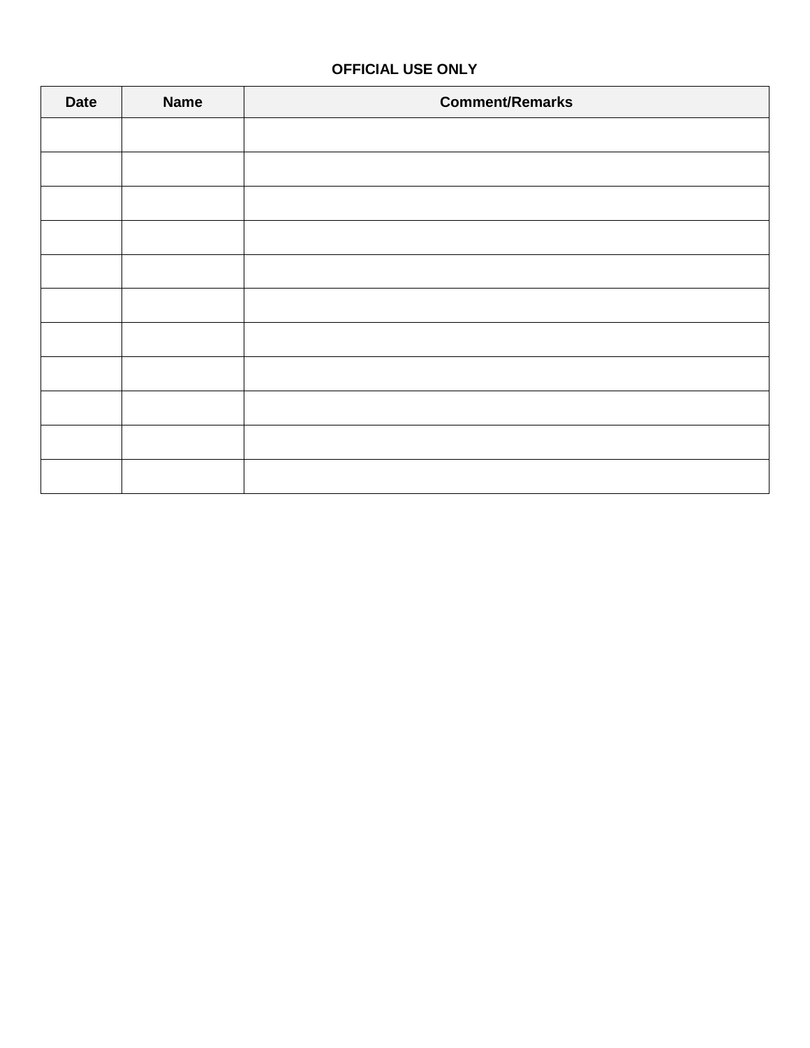**OFFICIAL USE ONLY**

| Date | Name | Comment/Remarks |
|---|---|---|
| | | |
| | | |
| | | |
| | | |
| | | |
| | | |
| | | |
| | | |
| | | |
| | | |
| | | |